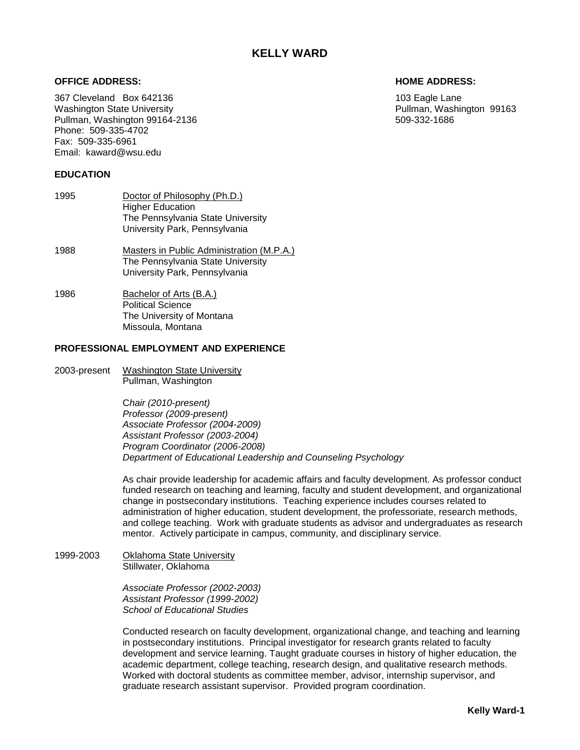# KELLY WARD

**OFFICE ADDRESS:**

367 Cleveland Box 642136
Washington State University
Pullman, Washington 99164-2136
Phone: 509-335-4702
Fax: 509-335-6961
Email: kaward@wsu.edu

**HOME ADDRESS:**

103 Eagle Lane
Pullman, Washington 99163
509-332-1686

## EDUCATION

1995 Doctor of Philosophy (Ph.D.)
Higher Education
The Pennsylvania State University
University Park, Pennsylvania

1988 Masters in Public Administration (M.P.A.)
The Pennsylvania State University
University Park, Pennsylvania

1986 Bachelor of Arts (B.A.)
Political Science
The University of Montana
Missoula, Montana

## PROFESSIONAL EMPLOYMENT AND EXPERIENCE

2003-present Washington State University
Pullman, Washington

*Chair (2010-present)*
*Professor (2009-present)*
*Associate Professor (2004-2009)*
*Assistant Professor (2003-2004)*
*Program Coordinator (2006-2008)*
*Department of Educational Leadership and Counseling Psychology*

As chair provide leadership for academic affairs and faculty development. As professor conduct funded research on teaching and learning, faculty and student development, and organizational change in postsecondary institutions. Teaching experience includes courses related to administration of higher education, student development, the professoriate, research methods, and college teaching. Work with graduate students as advisor and undergraduates as research mentor. Actively participate in campus, community, and disciplinary service.

1999-2003 Oklahoma State University
Stillwater, Oklahoma

*Associate Professor (2002-2003)*
*Assistant Professor (1999-2002)*
*School of Educational Studies*

Conducted research on faculty development, organizational change, and teaching and learning in postsecondary institutions. Principal investigator for research grants related to faculty development and service learning. Taught graduate courses in history of higher education, the academic department, college teaching, research design, and qualitative research methods. Worked with doctoral students as committee member, advisor, internship supervisor, and graduate research assistant supervisor. Provided program coordination.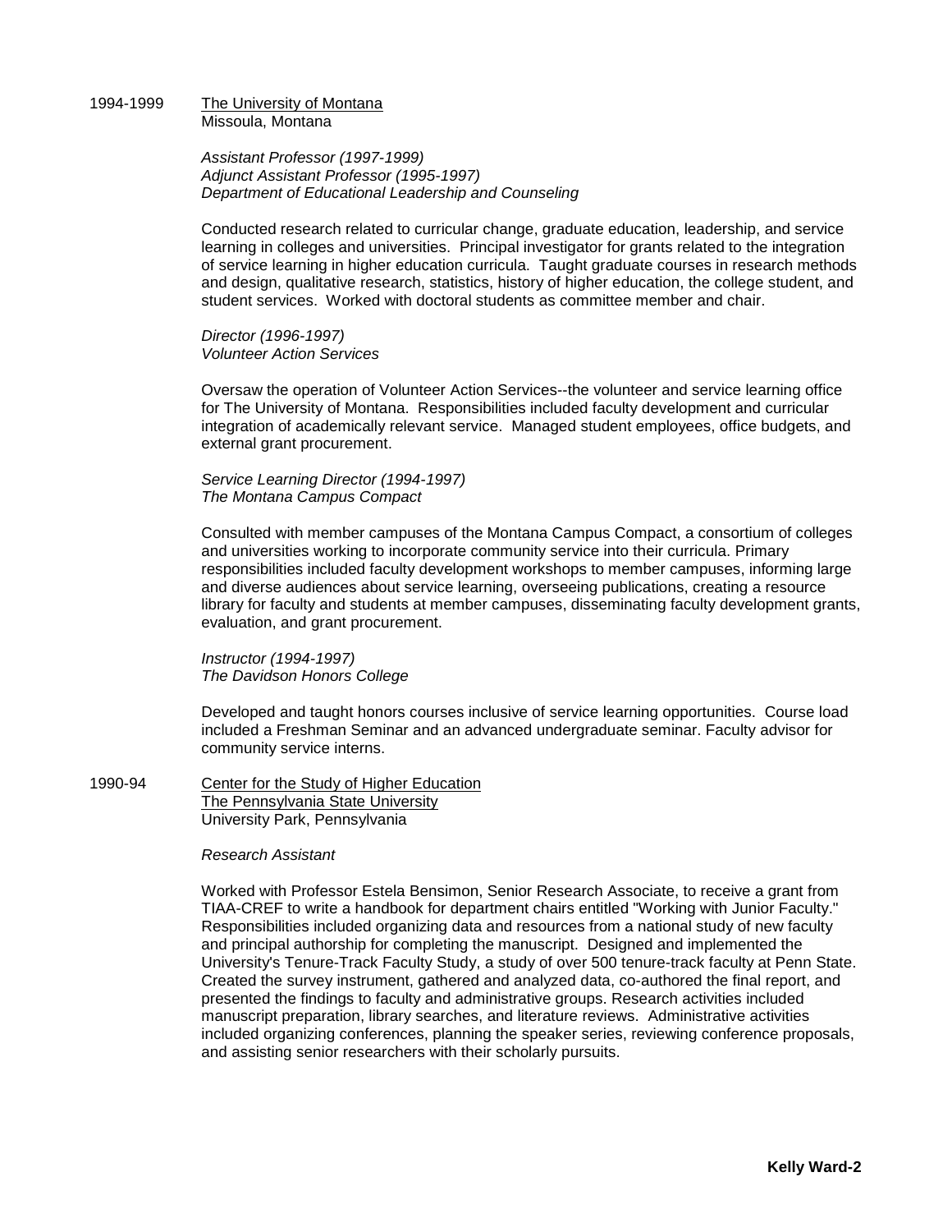1994-1999 The University of Montana
Missoula, Montana

*Assistant Professor (1997-1999)*
*Adjunct Assistant Professor (1995-1997)*
*Department of Educational Leadership and Counseling*

Conducted research related to curricular change, graduate education, leadership, and service learning in colleges and universities. Principal investigator for grants related to the integration of service learning in higher education curricula. Taught graduate courses in research methods and design, qualitative research, statistics, history of higher education, the college student, and student services. Worked with doctoral students as committee member and chair.

*Director (1996-1997)*
*Volunteer Action Services*

Oversaw the operation of Volunteer Action Services--the volunteer and service learning office for The University of Montana. Responsibilities included faculty development and curricular integration of academically relevant service. Managed student employees, office budgets, and external grant procurement.

*Service Learning Director (1994-1997)*
*The Montana Campus Compact*

Consulted with member campuses of the Montana Campus Compact, a consortium of colleges and universities working to incorporate community service into their curricula. Primary responsibilities included faculty development workshops to member campuses, informing large and diverse audiences about service learning, overseeing publications, creating a resource library for faculty and students at member campuses, disseminating faculty development grants, evaluation, and grant procurement.

*Instructor (1994-1997)*
*The Davidson Honors College*

Developed and taught honors courses inclusive of service learning opportunities. Course load included a Freshman Seminar and an advanced undergraduate seminar. Faculty advisor for community service interns.

1990-94 Center for the Study of Higher Education
The Pennsylvania State University
University Park, Pennsylvania

*Research Assistant*

Worked with Professor Estela Bensimon, Senior Research Associate, to receive a grant from TIAA-CREF to write a handbook for department chairs entitled "Working with Junior Faculty." Responsibilities included organizing data and resources from a national study of new faculty and principal authorship for completing the manuscript. Designed and implemented the University's Tenure-Track Faculty Study, a study of over 500 tenure-track faculty at Penn State. Created the survey instrument, gathered and analyzed data, co-authored the final report, and presented the findings to faculty and administrative groups. Research activities included manuscript preparation, library searches, and literature reviews. Administrative activities included organizing conferences, planning the speaker series, reviewing conference proposals, and assisting senior researchers with their scholarly pursuits.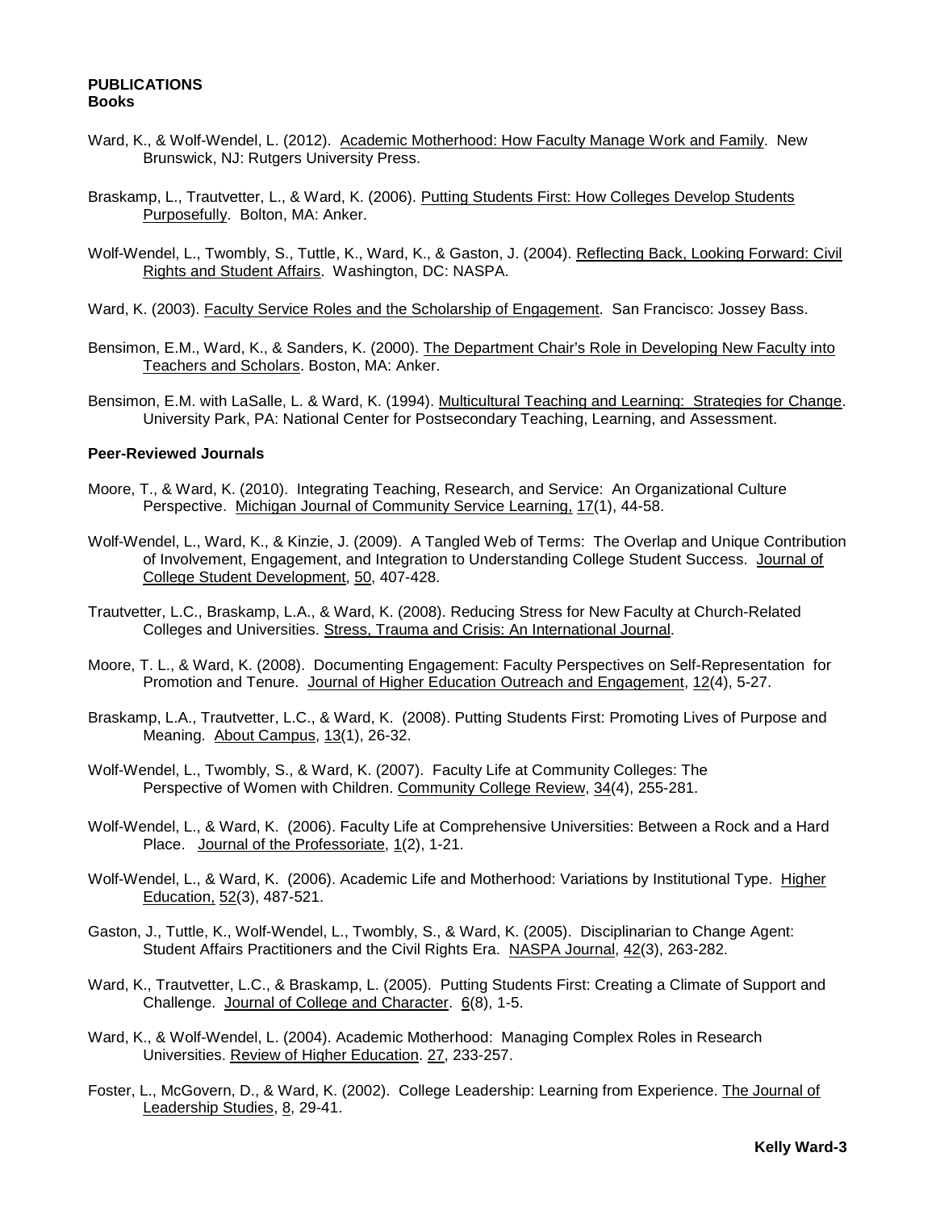## PUBLICATIONS

### Books

Ward, K., & Wolf-Wendel, L. (2012). Academic Motherhood: How Faculty Manage Work and Family. New Brunswick, NJ: Rutgers University Press.

Braskamp, L., Trautvetter, L., & Ward, K. (2006). Putting Students First: How Colleges Develop Students Purposefully. Bolton, MA: Anker.

Wolf-Wendel, L., Twombly, S., Tuttle, K., Ward, K., & Gaston, J. (2004). Reflecting Back, Looking Forward: Civil Rights and Student Affairs. Washington, DC: NASPA.

Ward, K. (2003). Faculty Service Roles and the Scholarship of Engagement. San Francisco: Jossey Bass.

Bensimon, E.M., Ward, K., & Sanders, K. (2000). The Department Chair's Role in Developing New Faculty into Teachers and Scholars. Boston, MA: Anker.

Bensimon, E.M. with LaSalle, L. & Ward, K. (1994). Multicultural Teaching and Learning: Strategies for Change. University Park, PA: National Center for Postsecondary Teaching, Learning, and Assessment.

### Peer-Reviewed Journals

Moore, T., & Ward, K. (2010). Integrating Teaching, Research, and Service: An Organizational Culture Perspective. Michigan Journal of Community Service Learning, 17(1), 44-58.

Wolf-Wendel, L., Ward, K., & Kinzie, J. (2009). A Tangled Web of Terms: The Overlap and Unique Contribution of Involvement, Engagement, and Integration to Understanding College Student Success. Journal of College Student Development, 50, 407-428.

Trautvetter, L.C., Braskamp, L.A., & Ward, K. (2008). Reducing Stress for New Faculty at Church-Related Colleges and Universities. Stress, Trauma and Crisis: An International Journal.

Moore, T. L., & Ward, K. (2008). Documenting Engagement: Faculty Perspectives on Self-Representation for Promotion and Tenure. Journal of Higher Education Outreach and Engagement, 12(4), 5-27.

Braskamp, L.A., Trautvetter, L.C., & Ward, K. (2008). Putting Students First: Promoting Lives of Purpose and Meaning. About Campus, 13(1), 26-32.

Wolf-Wendel, L., Twombly, S., & Ward, K. (2007). Faculty Life at Community Colleges: The Perspective of Women with Children. Community College Review, 34(4), 255-281.

Wolf-Wendel, L., & Ward, K. (2006). Faculty Life at Comprehensive Universities: Between a Rock and a Hard Place. Journal of the Professoriate, 1(2), 1-21.

Wolf-Wendel, L., & Ward, K. (2006). Academic Life and Motherhood: Variations by Institutional Type. Higher Education, 52(3), 487-521.

Gaston, J., Tuttle, K., Wolf-Wendel, L., Twombly, S., & Ward, K. (2005). Disciplinarian to Change Agent: Student Affairs Practitioners and the Civil Rights Era. NASPA Journal, 42(3), 263-282.

Ward, K., Trautvetter, L.C., & Braskamp, L. (2005). Putting Students First: Creating a Climate of Support and Challenge. Journal of College and Character. 6(8), 1-5.

Ward, K., & Wolf-Wendel, L. (2004). Academic Motherhood: Managing Complex Roles in Research Universities. Review of Higher Education. 27, 233-257.

Foster, L., McGovern, D., & Ward, K. (2002). College Leadership: Learning from Experience. The Journal of Leadership Studies, 8, 29-41.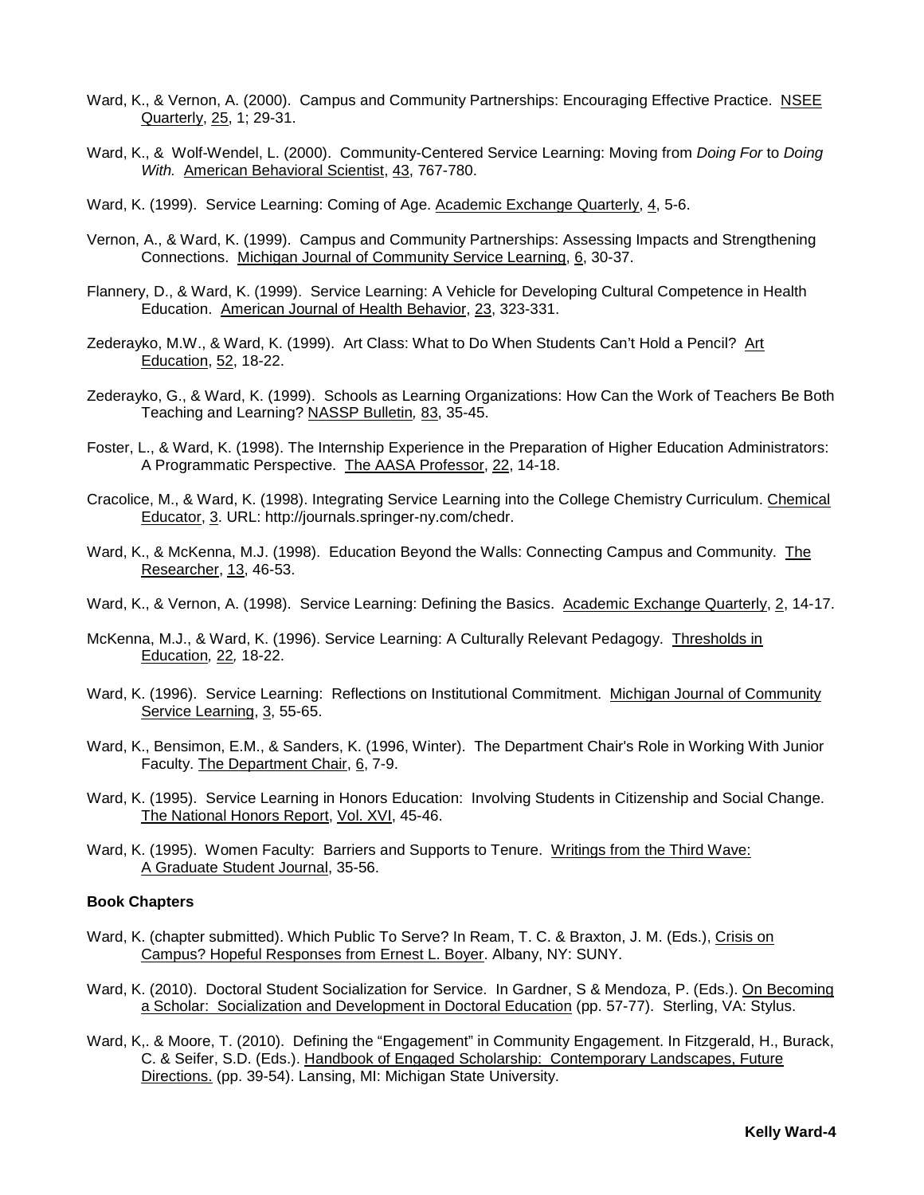Ward, K., & Vernon, A. (2000). Campus and Community Partnerships: Encouraging Effective Practice. NSEE Quarterly, 25, 1; 29-31.

Ward, K., & Wolf-Wendel, L. (2000). Community-Centered Service Learning: Moving from *Doing For* to *Doing With.* American Behavioral Scientist, 43, 767-780.

Ward, K. (1999). Service Learning: Coming of Age. Academic Exchange Quarterly, 4, 5-6.

Vernon, A., & Ward, K. (1999). Campus and Community Partnerships: Assessing Impacts and Strengthening Connections. Michigan Journal of Community Service Learning, 6, 30-37.

Flannery, D., & Ward, K. (1999). Service Learning: A Vehicle for Developing Cultural Competence in Health Education. American Journal of Health Behavior, 23, 323-331.

Zederayko, M.W., & Ward, K. (1999). Art Class: What to Do When Students Can't Hold a Pencil? Art Education, 52, 18-22.

Zederayko, G., & Ward, K. (1999). Schools as Learning Organizations: How Can the Work of Teachers Be Both Teaching and Learning? NASSP Bulletin*,* 83, 35-45.

Foster, L., & Ward, K. (1998). The Internship Experience in the Preparation of Higher Education Administrators: A Programmatic Perspective. The AASA Professor, 22, 14-18.

Cracolice, M., & Ward, K. (1998). Integrating Service Learning into the College Chemistry Curriculum. Chemical Educator, 3. URL: http://journals.springer-ny.com/chedr.

Ward, K., & McKenna, M.J. (1998). Education Beyond the Walls: Connecting Campus and Community. The Researcher, 13, 46-53.

Ward, K., & Vernon, A. (1998). Service Learning: Defining the Basics. Academic Exchange Quarterly, 2, 14-17.

McKenna, M.J., & Ward, K. (1996). Service Learning: A Culturally Relevant Pedagogy. Thresholds in Education*,* 22*,* 18-22.

Ward, K. (1996). Service Learning: Reflections on Institutional Commitment. Michigan Journal of Community Service Learning, 3, 55-65.

Ward, K., Bensimon, E.M., & Sanders, K. (1996, Winter). The Department Chair's Role in Working With Junior Faculty. The Department Chair, 6, 7-9.

Ward, K. (1995). Service Learning in Honors Education: Involving Students in Citizenship and Social Change. The National Honors Report, Vol. XVI, 45-46.

Ward, K. (1995). Women Faculty: Barriers and Supports to Tenure. Writings from the Third Wave: A Graduate Student Journal, 35-56.

**Book Chapters**

Ward, K. (chapter submitted). Which Public To Serve? In Ream, T. C. & Braxton, J. M. (Eds.), Crisis on Campus? Hopeful Responses from Ernest L. Boyer. Albany, NY: SUNY.

Ward, K. (2010). Doctoral Student Socialization for Service. In Gardner, S & Mendoza, P. (Eds.). On Becoming a Scholar: Socialization and Development in Doctoral Education (pp. 57-77). Sterling, VA: Stylus.

Ward, K,. & Moore, T. (2010). Defining the "Engagement" in Community Engagement. In Fitzgerald, H., Burack, C. & Seifer, S.D. (Eds.). Handbook of Engaged Scholarship: Contemporary Landscapes, Future Directions. (pp. 39-54). Lansing, MI: Michigan State University.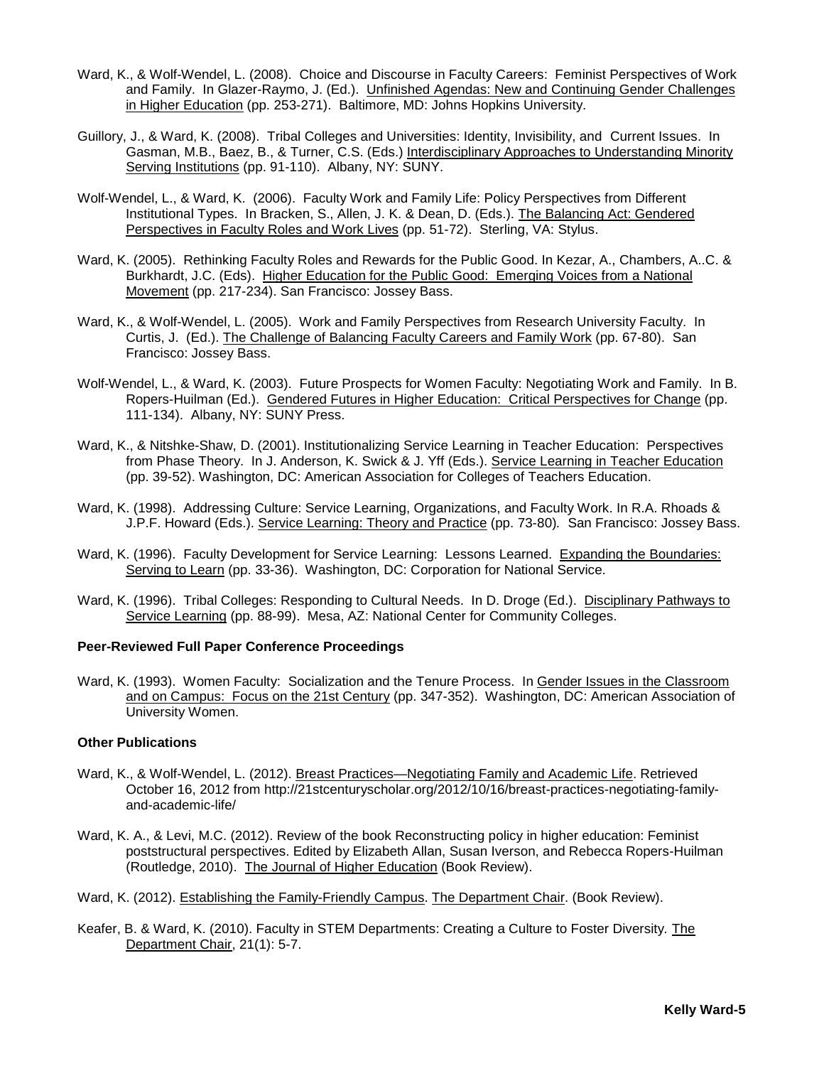Ward, K., & Wolf-Wendel, L. (2008). Choice and Discourse in Faculty Careers: Feminist Perspectives of Work and Family. In Glazer-Raymo, J. (Ed.). Unfinished Agendas: New and Continuing Gender Challenges in Higher Education (pp. 253-271). Baltimore, MD: Johns Hopkins University.

Guillory, J., & Ward, K. (2008). Tribal Colleges and Universities: Identity, Invisibility, and Current Issues. In Gasman, M.B., Baez, B., & Turner, C.S. (Eds.) Interdisciplinary Approaches to Understanding Minority Serving Institutions (pp. 91-110). Albany, NY: SUNY.

Wolf-Wendel, L., & Ward, K. (2006). Faculty Work and Family Life: Policy Perspectives from Different Institutional Types. In Bracken, S., Allen, J. K. & Dean, D. (Eds.). The Balancing Act: Gendered Perspectives in Faculty Roles and Work Lives (pp. 51-72). Sterling, VA: Stylus.

Ward, K. (2005). Rethinking Faculty Roles and Rewards for the Public Good. In Kezar, A., Chambers, A..C. & Burkhardt, J.C. (Eds). Higher Education for the Public Good: Emerging Voices from a National Movement (pp. 217-234). San Francisco: Jossey Bass.

Ward, K., & Wolf-Wendel, L. (2005). Work and Family Perspectives from Research University Faculty. In Curtis, J. (Ed.). The Challenge of Balancing Faculty Careers and Family Work (pp. 67-80). San Francisco: Jossey Bass.

Wolf-Wendel, L., & Ward, K. (2003). Future Prospects for Women Faculty: Negotiating Work and Family. In B. Ropers-Huilman (Ed.). Gendered Futures in Higher Education: Critical Perspectives for Change (pp. 111-134). Albany, NY: SUNY Press.

Ward, K., & Nitshke-Shaw, D. (2001). Institutionalizing Service Learning in Teacher Education: Perspectives from Phase Theory. In J. Anderson, K. Swick & J. Yff (Eds.). Service Learning in Teacher Education (pp. 39-52). Washington, DC: American Association for Colleges of Teachers Education.

Ward, K. (1998). Addressing Culture: Service Learning, Organizations, and Faculty Work. In R.A. Rhoads & J.P.F. Howard (Eds.). Service Learning: Theory and Practice (pp. 73-80). San Francisco: Jossey Bass.

Ward, K. (1996). Faculty Development for Service Learning: Lessons Learned. Expanding the Boundaries: Serving to Learn (pp. 33-36). Washington, DC: Corporation for National Service.

Ward, K. (1996). Tribal Colleges: Responding to Cultural Needs. In D. Droge (Ed.). Disciplinary Pathways to Service Learning (pp. 88-99). Mesa, AZ: National Center for Community Colleges.

**Peer-Reviewed Full Paper Conference Proceedings**

Ward, K. (1993). Women Faculty: Socialization and the Tenure Process. In Gender Issues in the Classroom and on Campus: Focus on the 21st Century (pp. 347-352). Washington, DC: American Association of University Women.

**Other Publications**

Ward, K., & Wolf-Wendel, L. (2012). Breast Practices—Negotiating Family and Academic Life. Retrieved October 16, 2012 from http://21stcenturyscholar.org/2012/10/16/breast-practices-negotiating-family-and-academic-life/

Ward, K. A., & Levi, M.C. (2012). Review of the book Reconstructing policy in higher education: Feminist poststructural perspectives. Edited by Elizabeth Allan, Susan Iverson, and Rebecca Ropers-Huilman (Routledge, 2010). The Journal of Higher Education (Book Review).

Ward, K. (2012). Establishing the Family-Friendly Campus. The Department Chair. (Book Review).

Keafer, B. & Ward, K. (2010). Faculty in STEM Departments: Creating a Culture to Foster Diversity. The Department Chair, 21(1): 5-7.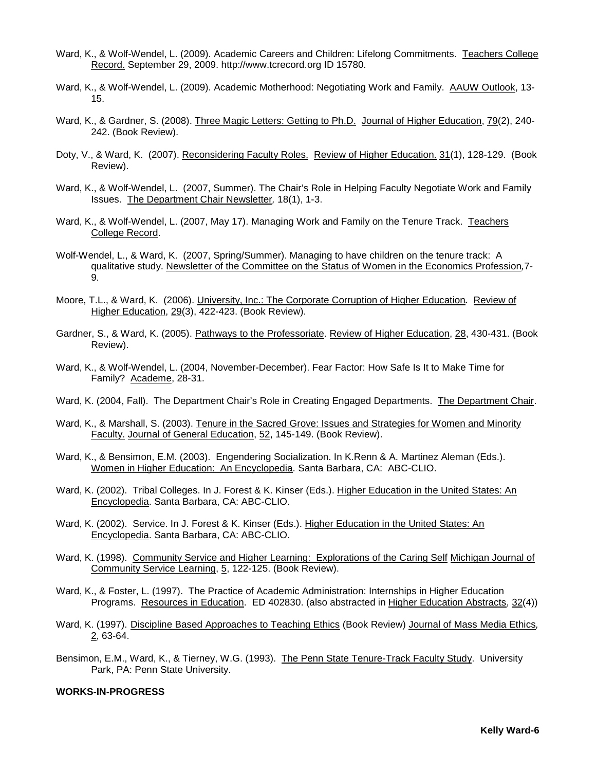Ward, K., & Wolf-Wendel, L. (2009). Academic Careers and Children: Lifelong Commitments. Teachers College Record. September 29, 2009. http://www.tcrecord.org ID 15780.

Ward, K., & Wolf-Wendel, L. (2009). Academic Motherhood: Negotiating Work and Family. AAUW Outlook, 13-15.

Ward, K., & Gardner, S. (2008). Three Magic Letters: Getting to Ph.D. Journal of Higher Education, 79(2), 240-242. (Book Review).

Doty, V., & Ward, K. (2007). Reconsidering Faculty Roles. Review of Higher Education. 31(1), 128-129. (Book Review).

Ward, K., & Wolf-Wendel, L. (2007, Summer). The Chair's Role in Helping Faculty Negotiate Work and Family Issues. The Department Chair Newsletter, 18(1), 1-3.

Ward, K., & Wolf-Wendel, L. (2007, May 17). Managing Work and Family on the Tenure Track. Teachers College Record.

Wolf-Wendel, L., & Ward, K. (2007, Spring/Summer). Managing to have children on the tenure track: A qualitative study. Newsletter of the Committee on the Status of Women in the Economics Profession, 7-9.

Moore, T.L., & Ward, K. (2006). University, Inc.: The Corporate Corruption of Higher Education**.** Review of Higher Education, 29(3), 422-423. (Book Review).

Gardner, S., & Ward, K. (2005). Pathways to the Professoriate. Review of Higher Education, 28, 430-431. (Book Review).

Ward, K., & Wolf-Wendel, L. (2004, November-December). Fear Factor: How Safe Is It to Make Time for Family? Academe, 28-31.

Ward, K. (2004, Fall). The Department Chair's Role in Creating Engaged Departments. The Department Chair.

Ward, K., & Marshall, S. (2003). Tenure in the Sacred Grove: Issues and Strategies for Women and Minority Faculty. Journal of General Education, 52, 145-149. (Book Review).

Ward, K., & Bensimon, E.M. (2003). Engendering Socialization. In K.Renn & A. Martinez Aleman (Eds.). Women in Higher Education: An Encyclopedia. Santa Barbara, CA: ABC-CLIO.

Ward, K. (2002). Tribal Colleges. In J. Forest & K. Kinser (Eds.). Higher Education in the United States: An Encyclopedia. Santa Barbara, CA: ABC-CLIO.

Ward, K. (2002). Service. In J. Forest & K. Kinser (Eds.). Higher Education in the United States: An Encyclopedia. Santa Barbara, CA: ABC-CLIO.

Ward, K. (1998). Community Service and Higher Learning: Explorations of the Caring Self Michigan Journal of Community Service Learning, 5, 122-125. (Book Review).

Ward, K., & Foster, L. (1997). The Practice of Academic Administration: Internships in Higher Education Programs. Resources in Education. ED 402830. (also abstracted in Higher Education Abstracts, 32(4))

Ward, K. (1997). Discipline Based Approaches to Teaching Ethics (Book Review) Journal of Mass Media Ethics, 2, 63-64.

Bensimon, E.M., Ward, K., & Tierney, W.G. (1993). The Penn State Tenure-Track Faculty Study. University Park, PA: Penn State University.

**WORKS-IN-PROGRESS**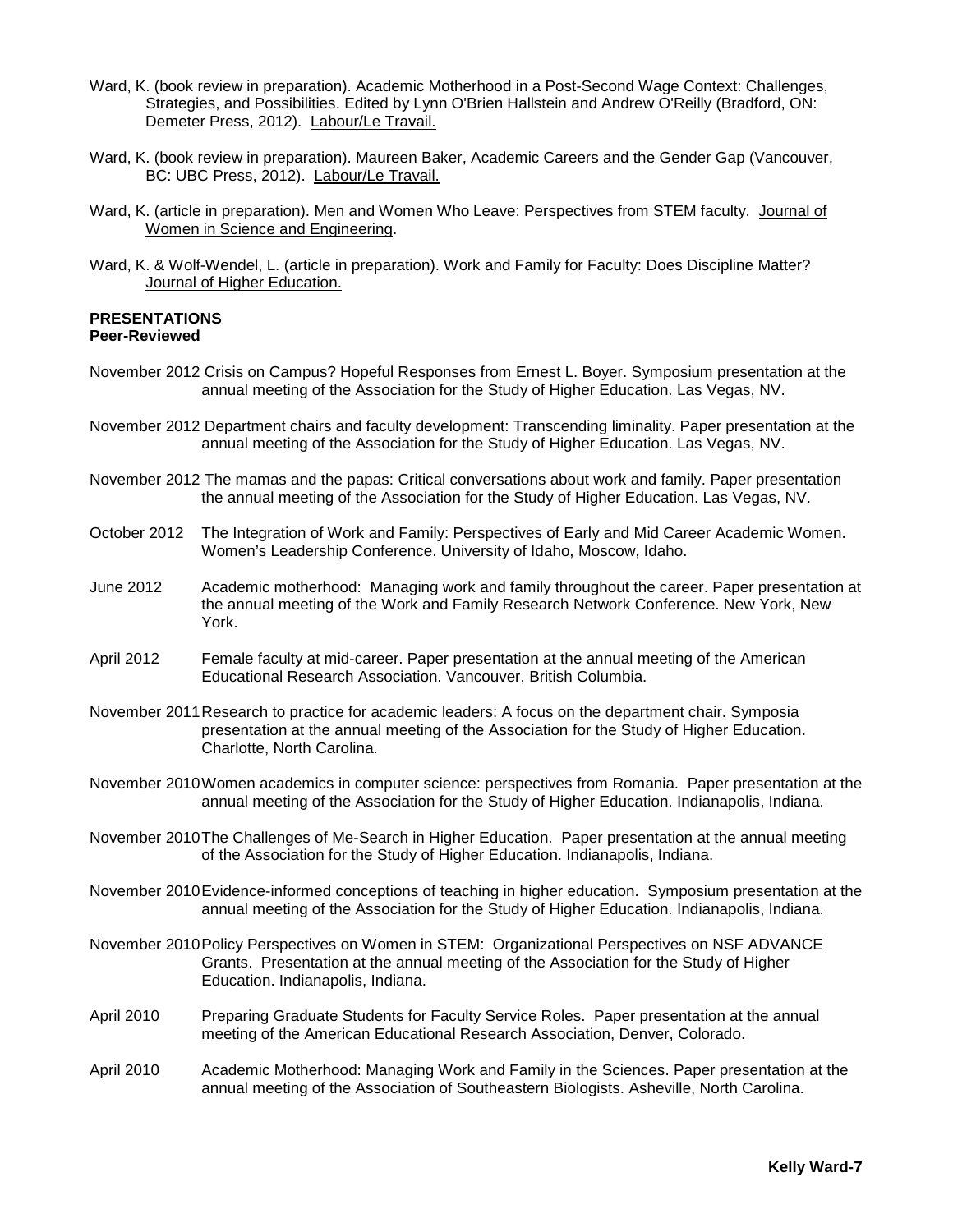Ward, K. (book review in preparation). Academic Motherhood in a Post-Second Wage Context: Challenges, Strategies, and Possibilities. Edited by Lynn O'Brien Hallstein and Andrew O'Reilly (Bradford, ON: Demeter Press, 2012). Labour/Le Travail.

Ward, K. (book review in preparation). Maureen Baker, Academic Careers and the Gender Gap (Vancouver, BC: UBC Press, 2012). Labour/Le Travail.

Ward, K. (article in preparation). Men and Women Who Leave: Perspectives from STEM faculty. Journal of Women in Science and Engineering.

Ward, K. & Wolf-Wendel, L. (article in preparation). Work and Family for Faculty: Does Discipline Matter? Journal of Higher Education.

**PRESENTATIONS**
**Peer-Reviewed**

November 2012 Crisis on Campus? Hopeful Responses from Ernest L. Boyer. Symposium presentation at the annual meeting of the Association for the Study of Higher Education. Las Vegas, NV.

November 2012 Department chairs and faculty development: Transcending liminality. Paper presentation at the annual meeting of the Association for the Study of Higher Education. Las Vegas, NV.

November 2012 The mamas and the papas: Critical conversations about work and family. Paper presentation the annual meeting of the Association for the Study of Higher Education. Las Vegas, NV.

October 2012 The Integration of Work and Family: Perspectives of Early and Mid Career Academic Women. Women's Leadership Conference. University of Idaho, Moscow, Idaho.

June 2012 Academic motherhood: Managing work and family throughout the career. Paper presentation at the annual meeting of the Work and Family Research Network Conference. New York, New York.

April 2012 Female faculty at mid-career. Paper presentation at the annual meeting of the American Educational Research Association. Vancouver, British Columbia.

November 2011 Research to practice for academic leaders: A focus on the department chair. Symposia presentation at the annual meeting of the Association for the Study of Higher Education. Charlotte, North Carolina.

November 2010 Women academics in computer science: perspectives from Romania. Paper presentation at the annual meeting of the Association for the Study of Higher Education. Indianapolis, Indiana.

November 2010 The Challenges of Me-Search in Higher Education. Paper presentation at the annual meeting of the Association for the Study of Higher Education. Indianapolis, Indiana.

November 2010 Evidence-informed conceptions of teaching in higher education. Symposium presentation at the annual meeting of the Association for the Study of Higher Education. Indianapolis, Indiana.

November 2010 Policy Perspectives on Women in STEM: Organizational Perspectives on NSF ADVANCE Grants. Presentation at the annual meeting of the Association for the Study of Higher Education. Indianapolis, Indiana.

April 2010 Preparing Graduate Students for Faculty Service Roles. Paper presentation at the annual meeting of the American Educational Research Association, Denver, Colorado.

April 2010 Academic Motherhood: Managing Work and Family in the Sciences. Paper presentation at the annual meeting of the Association of Southeastern Biologists. Asheville, North Carolina.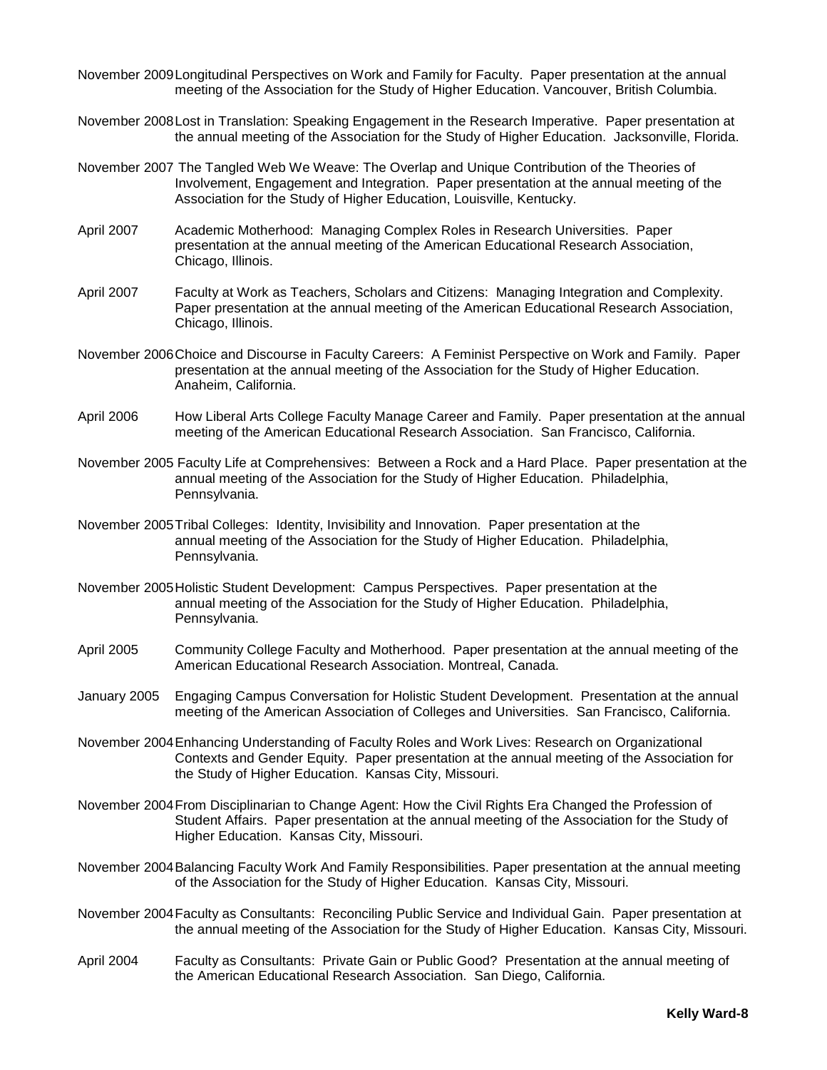November 2009 Longitudinal Perspectives on Work and Family for Faculty. Paper presentation at the annual meeting of the Association for the Study of Higher Education. Vancouver, British Columbia.

November 2008 Lost in Translation: Speaking Engagement in the Research Imperative. Paper presentation at the annual meeting of the Association for the Study of Higher Education. Jacksonville, Florida.

November 2007 The Tangled Web We Weave: The Overlap and Unique Contribution of the Theories of Involvement, Engagement and Integration. Paper presentation at the annual meeting of the Association for the Study of Higher Education, Louisville, Kentucky.

April 2007 Academic Motherhood: Managing Complex Roles in Research Universities. Paper presentation at the annual meeting of the American Educational Research Association, Chicago, Illinois.

April 2007 Faculty at Work as Teachers, Scholars and Citizens: Managing Integration and Complexity. Paper presentation at the annual meeting of the American Educational Research Association, Chicago, Illinois.

November 2006 Choice and Discourse in Faculty Careers: A Feminist Perspective on Work and Family. Paper presentation at the annual meeting of the Association for the Study of Higher Education. Anaheim, California.

April 2006 How Liberal Arts College Faculty Manage Career and Family. Paper presentation at the annual meeting of the American Educational Research Association. San Francisco, California.

November 2005 Faculty Life at Comprehensives: Between a Rock and a Hard Place. Paper presentation at the annual meeting of the Association for the Study of Higher Education. Philadelphia, Pennsylvania.

November 2005 Tribal Colleges: Identity, Invisibility and Innovation. Paper presentation at the annual meeting of the Association for the Study of Higher Education. Philadelphia, Pennsylvania.

November 2005 Holistic Student Development: Campus Perspectives. Paper presentation at the annual meeting of the Association for the Study of Higher Education. Philadelphia, Pennsylvania.

April 2005 Community College Faculty and Motherhood. Paper presentation at the annual meeting of the American Educational Research Association. Montreal, Canada.

January 2005 Engaging Campus Conversation for Holistic Student Development. Presentation at the annual meeting of the American Association of Colleges and Universities. San Francisco, California.

November 2004 Enhancing Understanding of Faculty Roles and Work Lives: Research on Organizational Contexts and Gender Equity. Paper presentation at the annual meeting of the Association for the Study of Higher Education. Kansas City, Missouri.

November 2004 From Disciplinarian to Change Agent: How the Civil Rights Era Changed the Profession of Student Affairs. Paper presentation at the annual meeting of the Association for the Study of Higher Education. Kansas City, Missouri.

November 2004 Balancing Faculty Work And Family Responsibilities. Paper presentation at the annual meeting of the Association for the Study of Higher Education. Kansas City, Missouri.

November 2004 Faculty as Consultants: Reconciling Public Service and Individual Gain. Paper presentation at the annual meeting of the Association for the Study of Higher Education. Kansas City, Missouri.

April 2004 Faculty as Consultants: Private Gain or Public Good? Presentation at the annual meeting of the American Educational Research Association. San Diego, California.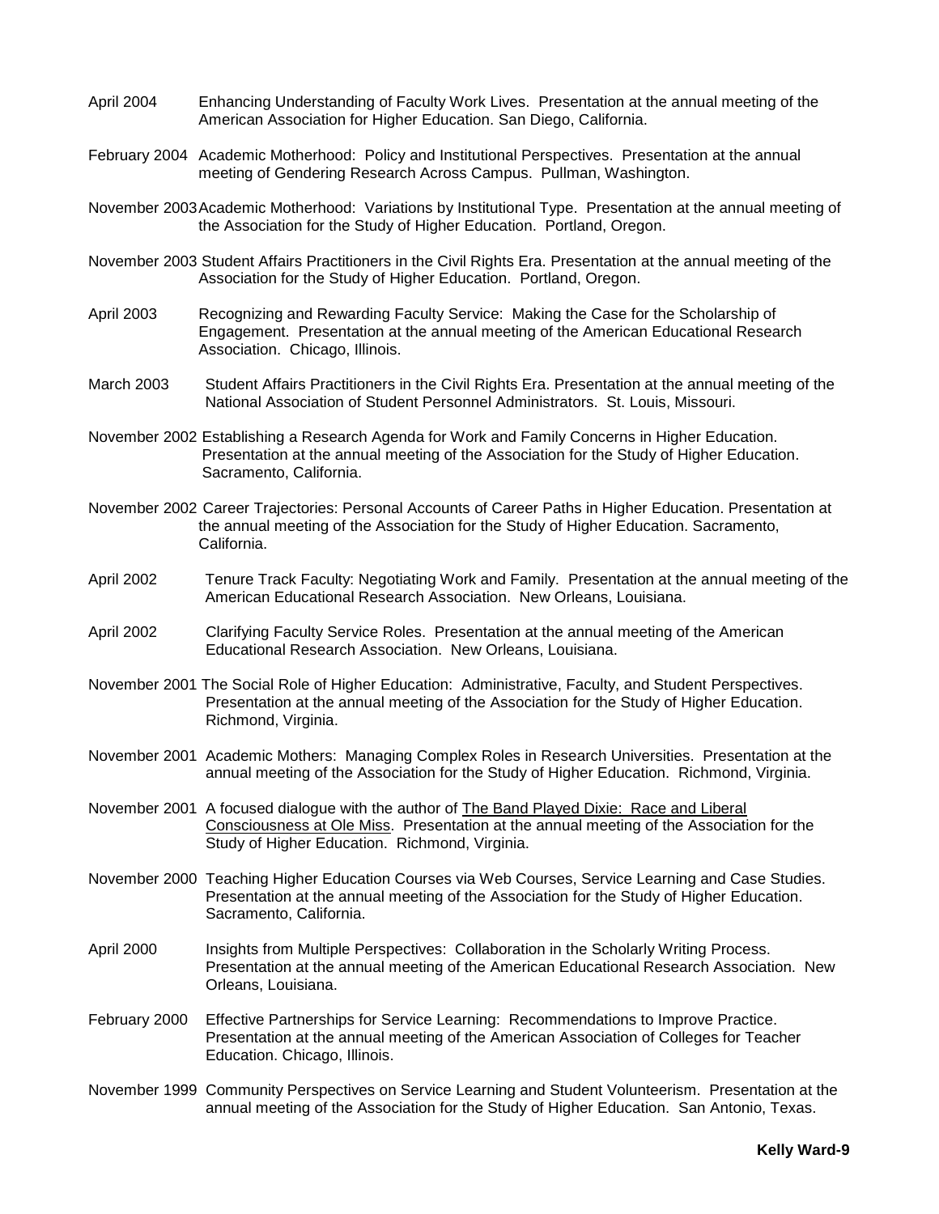April 2004 Enhancing Understanding of Faculty Work Lives. Presentation at the annual meeting of the American Association for Higher Education. San Diego, California.

February 2004 Academic Motherhood: Policy and Institutional Perspectives. Presentation at the annual meeting of Gendering Research Across Campus. Pullman, Washington.

November 2003 Academic Motherhood: Variations by Institutional Type. Presentation at the annual meeting of the Association for the Study of Higher Education. Portland, Oregon.

November 2003 Student Affairs Practitioners in the Civil Rights Era. Presentation at the annual meeting of the Association for the Study of Higher Education. Portland, Oregon.

April 2003 Recognizing and Rewarding Faculty Service: Making the Case for the Scholarship of Engagement. Presentation at the annual meeting of the American Educational Research Association. Chicago, Illinois.

March 2003 Student Affairs Practitioners in the Civil Rights Era. Presentation at the annual meeting of the National Association of Student Personnel Administrators. St. Louis, Missouri.

November 2002 Establishing a Research Agenda for Work and Family Concerns in Higher Education. Presentation at the annual meeting of the Association for the Study of Higher Education. Sacramento, California.

November 2002 Career Trajectories: Personal Accounts of Career Paths in Higher Education. Presentation at the annual meeting of the Association for the Study of Higher Education. Sacramento, California.

April 2002 Tenure Track Faculty: Negotiating Work and Family. Presentation at the annual meeting of the American Educational Research Association. New Orleans, Louisiana.

April 2002 Clarifying Faculty Service Roles. Presentation at the annual meeting of the American Educational Research Association. New Orleans, Louisiana.

November 2001 The Social Role of Higher Education: Administrative, Faculty, and Student Perspectives. Presentation at the annual meeting of the Association for the Study of Higher Education. Richmond, Virginia.

November 2001 Academic Mothers: Managing Complex Roles in Research Universities. Presentation at the annual meeting of the Association for the Study of Higher Education. Richmond, Virginia.

November 2001 A focused dialogue with the author of The Band Played Dixie: Race and Liberal Consciousness at Ole Miss. Presentation at the annual meeting of the Association for the Study of Higher Education. Richmond, Virginia.

November 2000 Teaching Higher Education Courses via Web Courses, Service Learning and Case Studies. Presentation at the annual meeting of the Association for the Study of Higher Education. Sacramento, California.

April 2000 Insights from Multiple Perspectives: Collaboration in the Scholarly Writing Process. Presentation at the annual meeting of the American Educational Research Association. New Orleans, Louisiana.

February 2000 Effective Partnerships for Service Learning: Recommendations to Improve Practice. Presentation at the annual meeting of the American Association of Colleges for Teacher Education. Chicago, Illinois.

November 1999 Community Perspectives on Service Learning and Student Volunteerism. Presentation at the annual meeting of the Association for the Study of Higher Education. San Antonio, Texas.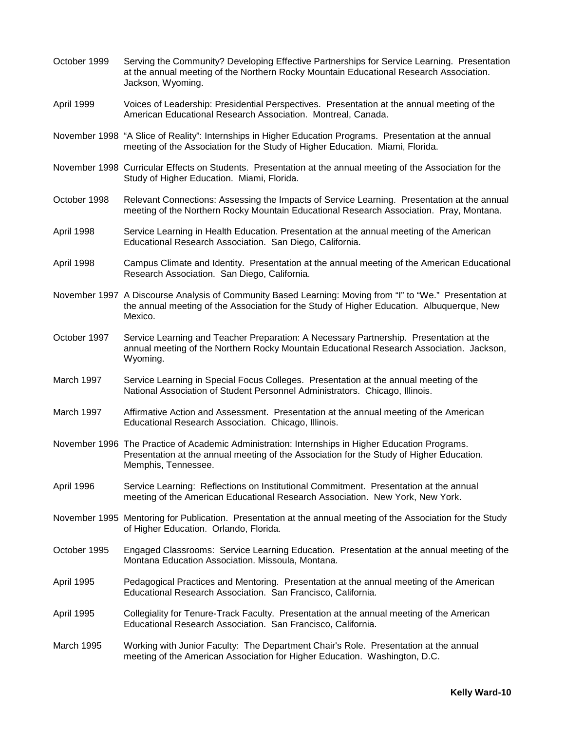October 1999 Serving the Community? Developing Effective Partnerships for Service Learning. Presentation at the annual meeting of the Northern Rocky Mountain Educational Research Association. Jackson, Wyoming.

April 1999 Voices of Leadership: Presidential Perspectives. Presentation at the annual meeting of the American Educational Research Association. Montreal, Canada.

November 1998 "A Slice of Reality": Internships in Higher Education Programs. Presentation at the annual meeting of the Association for the Study of Higher Education. Miami, Florida.

November 1998 Curricular Effects on Students. Presentation at the annual meeting of the Association for the Study of Higher Education. Miami, Florida.

October 1998 Relevant Connections: Assessing the Impacts of Service Learning. Presentation at the annual meeting of the Northern Rocky Mountain Educational Research Association. Pray, Montana.

April 1998 Service Learning in Health Education. Presentation at the annual meeting of the American Educational Research Association. San Diego, California.

April 1998 Campus Climate and Identity. Presentation at the annual meeting of the American Educational Research Association. San Diego, California.

November 1997 A Discourse Analysis of Community Based Learning: Moving from "I" to "We." Presentation at the annual meeting of the Association for the Study of Higher Education. Albuquerque, New Mexico.

October 1997 Service Learning and Teacher Preparation: A Necessary Partnership. Presentation at the annual meeting of the Northern Rocky Mountain Educational Research Association. Jackson, Wyoming.

March 1997 Service Learning in Special Focus Colleges. Presentation at the annual meeting of the National Association of Student Personnel Administrators. Chicago, Illinois.

March 1997 Affirmative Action and Assessment. Presentation at the annual meeting of the American Educational Research Association. Chicago, Illinois.

November 1996 The Practice of Academic Administration: Internships in Higher Education Programs. Presentation at the annual meeting of the Association for the Study of Higher Education. Memphis, Tennessee.

April 1996 Service Learning: Reflections on Institutional Commitment. Presentation at the annual meeting of the American Educational Research Association. New York, New York.

November 1995 Mentoring for Publication. Presentation at the annual meeting of the Association for the Study of Higher Education. Orlando, Florida.

October 1995 Engaged Classrooms: Service Learning Education. Presentation at the annual meeting of the Montana Education Association. Missoula, Montana.

April 1995 Pedagogical Practices and Mentoring. Presentation at the annual meeting of the American Educational Research Association. San Francisco, California.

April 1995 Collegiality for Tenure-Track Faculty. Presentation at the annual meeting of the American Educational Research Association. San Francisco, California.

March 1995 Working with Junior Faculty: The Department Chair's Role. Presentation at the annual meeting of the American Association for Higher Education. Washington, D.C.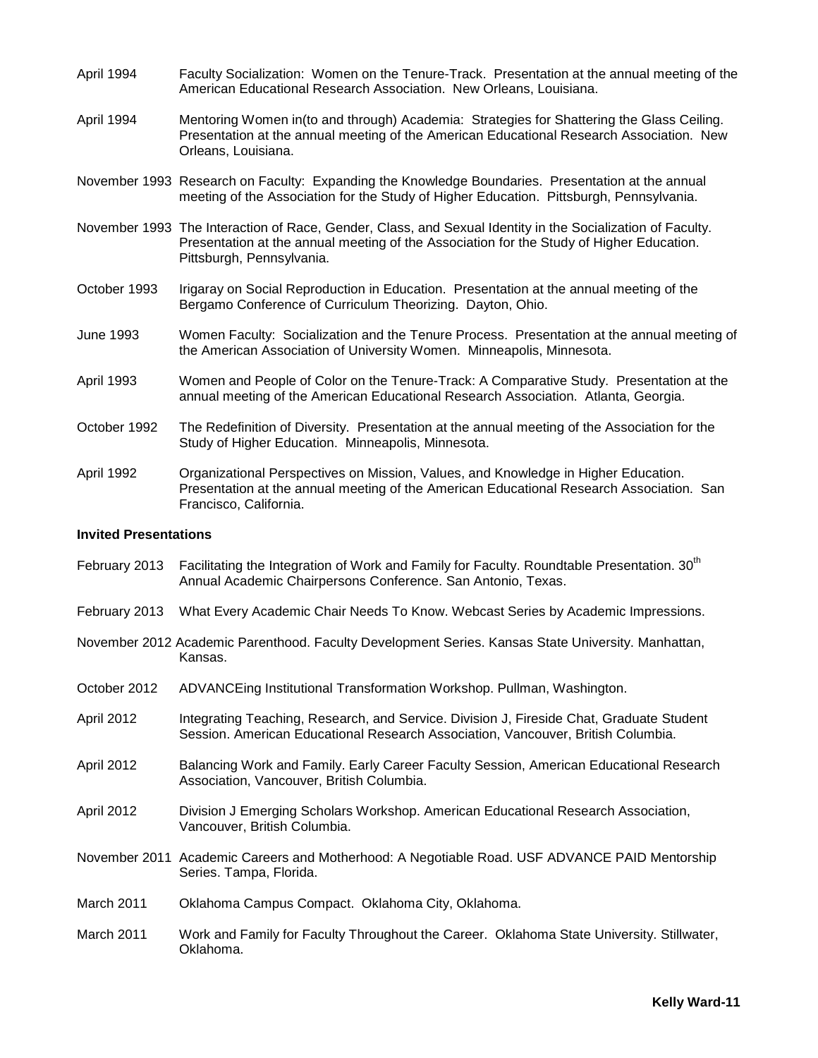April 1994 Faculty Socialization: Women on the Tenure-Track. Presentation at the annual meeting of the American Educational Research Association. New Orleans, Louisiana.

April 1994 Mentoring Women in(to and through) Academia: Strategies for Shattering the Glass Ceiling. Presentation at the annual meeting of the American Educational Research Association. New Orleans, Louisiana.

November 1993 Research on Faculty: Expanding the Knowledge Boundaries. Presentation at the annual meeting of the Association for the Study of Higher Education. Pittsburgh, Pennsylvania.

November 1993 The Interaction of Race, Gender, Class, and Sexual Identity in the Socialization of Faculty. Presentation at the annual meeting of the Association for the Study of Higher Education. Pittsburgh, Pennsylvania.

October 1993 Irigaray on Social Reproduction in Education. Presentation at the annual meeting of the Bergamo Conference of Curriculum Theorizing. Dayton, Ohio.

June 1993 Women Faculty: Socialization and the Tenure Process. Presentation at the annual meeting of the American Association of University Women. Minneapolis, Minnesota.

April 1993 Women and People of Color on the Tenure-Track: A Comparative Study. Presentation at the annual meeting of the American Educational Research Association. Atlanta, Georgia.

October 1992 The Redefinition of Diversity. Presentation at the annual meeting of the Association for the Study of Higher Education. Minneapolis, Minnesota.

April 1992 Organizational Perspectives on Mission, Values, and Knowledge in Higher Education. Presentation at the annual meeting of the American Educational Research Association. San Francisco, California.

**Invited Presentations**

February 2013 Facilitating the Integration of Work and Family for Faculty. Roundtable Presentation. 30th Annual Academic Chairpersons Conference. San Antonio, Texas.

February 2013 What Every Academic Chair Needs To Know. Webcast Series by Academic Impressions.

November 2012 Academic Parenthood. Faculty Development Series. Kansas State University. Manhattan, Kansas.

October 2012 ADVANCEing Institutional Transformation Workshop. Pullman, Washington.

April 2012 Integrating Teaching, Research, and Service. Division J, Fireside Chat, Graduate Student Session. American Educational Research Association, Vancouver, British Columbia.

April 2012 Balancing Work and Family. Early Career Faculty Session, American Educational Research Association, Vancouver, British Columbia.

April 2012 Division J Emerging Scholars Workshop. American Educational Research Association, Vancouver, British Columbia.

November 2011 Academic Careers and Motherhood: A Negotiable Road. USF ADVANCE PAID Mentorship Series. Tampa, Florida.

March 2011 Oklahoma Campus Compact. Oklahoma City, Oklahoma.

March 2011 Work and Family for Faculty Throughout the Career. Oklahoma State University. Stillwater, Oklahoma.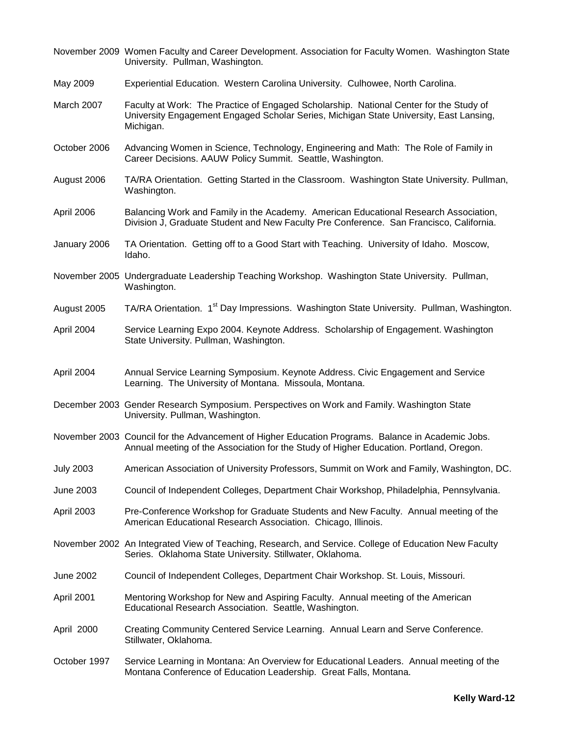November 2009 Women Faculty and Career Development. Association for Faculty Women. Washington State University. Pullman, Washington.

May 2009 Experiential Education. Western Carolina University. Culhowee, North Carolina.

March 2007 Faculty at Work: The Practice of Engaged Scholarship. National Center for the Study of University Engagement Engaged Scholar Series, Michigan State University, East Lansing, Michigan.

October 2006 Advancing Women in Science, Technology, Engineering and Math: The Role of Family in Career Decisions. AAUW Policy Summit. Seattle, Washington.

August 2006 TA/RA Orientation. Getting Started in the Classroom. Washington State University. Pullman, Washington.

April 2006 Balancing Work and Family in the Academy. American Educational Research Association, Division J, Graduate Student and New Faculty Pre Conference. San Francisco, California.

January 2006 TA Orientation. Getting off to a Good Start with Teaching. University of Idaho. Moscow, Idaho.

November 2005 Undergraduate Leadership Teaching Workshop. Washington State University. Pullman, Washington.

August 2005 TA/RA Orientation. 1st Day Impressions. Washington State University. Pullman, Washington.

April 2004 Service Learning Expo 2004. Keynote Address. Scholarship of Engagement. Washington State University. Pullman, Washington.

April 2004 Annual Service Learning Symposium. Keynote Address. Civic Engagement and Service Learning. The University of Montana. Missoula, Montana.

December 2003 Gender Research Symposium. Perspectives on Work and Family. Washington State University. Pullman, Washington.

November 2003 Council for the Advancement of Higher Education Programs. Balance in Academic Jobs. Annual meeting of the Association for the Study of Higher Education. Portland, Oregon.

July 2003 American Association of University Professors, Summit on Work and Family, Washington, DC.

June 2003 Council of Independent Colleges, Department Chair Workshop, Philadelphia, Pennsylvania.

April 2003 Pre-Conference Workshop for Graduate Students and New Faculty. Annual meeting of the American Educational Research Association. Chicago, Illinois.

November 2002 An Integrated View of Teaching, Research, and Service. College of Education New Faculty Series. Oklahoma State University. Stillwater, Oklahoma.

June 2002 Council of Independent Colleges, Department Chair Workshop. St. Louis, Missouri.

April 2001 Mentoring Workshop for New and Aspiring Faculty. Annual meeting of the American Educational Research Association. Seattle, Washington.

April 2000 Creating Community Centered Service Learning. Annual Learn and Serve Conference. Stillwater, Oklahoma.

October 1997 Service Learning in Montana: An Overview for Educational Leaders. Annual meeting of the Montana Conference of Education Leadership. Great Falls, Montana.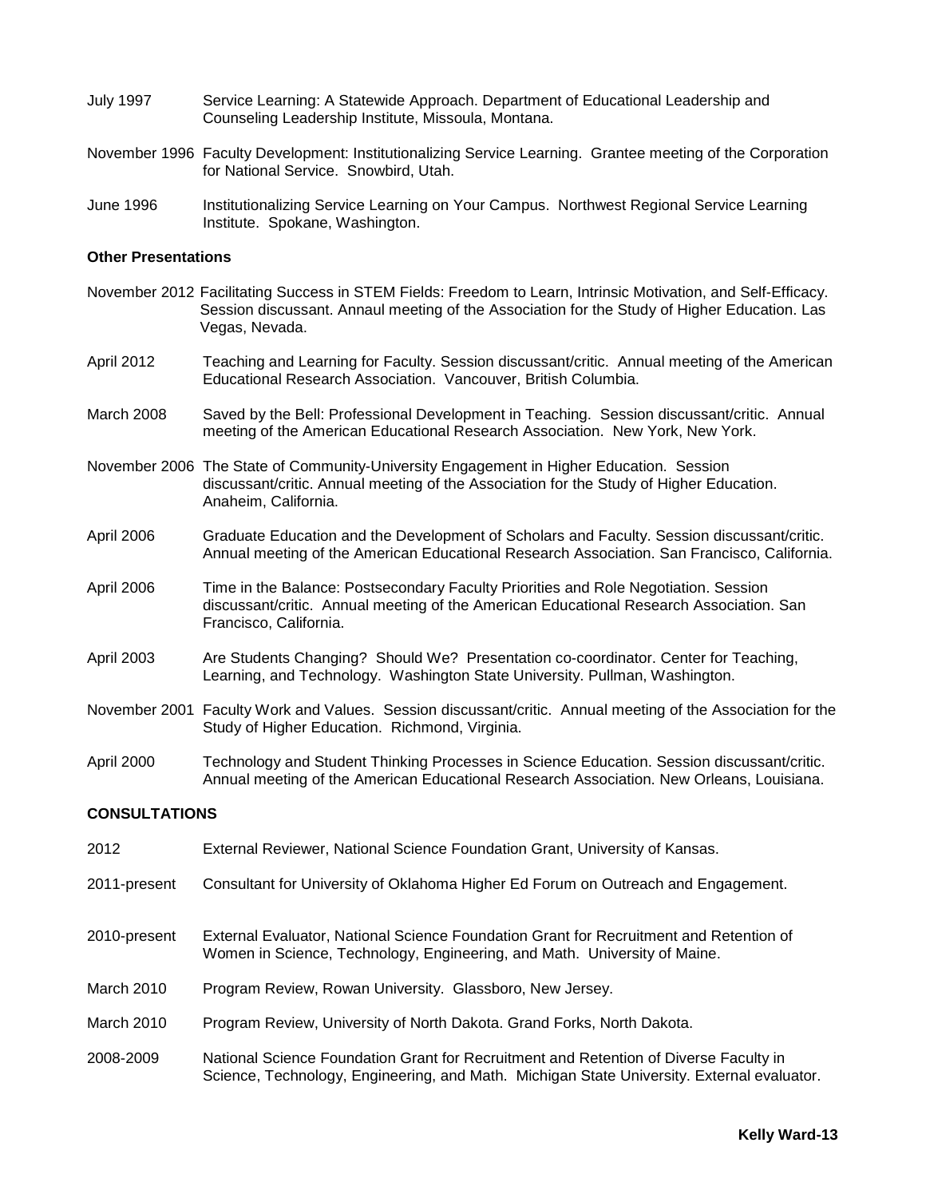July 1997 Service Learning: A Statewide Approach. Department of Educational Leadership and Counseling Leadership Institute, Missoula, Montana.

November 1996 Faculty Development: Institutionalizing Service Learning. Grantee meeting of the Corporation for National Service. Snowbird, Utah.

June 1996 Institutionalizing Service Learning on Your Campus. Northwest Regional Service Learning Institute. Spokane, Washington.

**Other Presentations**

November 2012 Facilitating Success in STEM Fields: Freedom to Learn, Intrinsic Motivation, and Self-Efficacy. Session discussant. Annaul meeting of the Association for the Study of Higher Education. Las Vegas, Nevada.

April 2012 Teaching and Learning for Faculty. Session discussant/critic. Annual meeting of the American Educational Research Association. Vancouver, British Columbia.

March 2008 Saved by the Bell: Professional Development in Teaching. Session discussant/critic. Annual meeting of the American Educational Research Association. New York, New York.

November 2006 The State of Community-University Engagement in Higher Education. Session discussant/critic. Annual meeting of the Association for the Study of Higher Education. Anaheim, California.

April 2006 Graduate Education and the Development of Scholars and Faculty. Session discussant/critic. Annual meeting of the American Educational Research Association. San Francisco, California.

April 2006 Time in the Balance: Postsecondary Faculty Priorities and Role Negotiation. Session discussant/critic. Annual meeting of the American Educational Research Association. San Francisco, California.

April 2003 Are Students Changing? Should We? Presentation co-coordinator. Center for Teaching, Learning, and Technology. Washington State University. Pullman, Washington.

November 2001 Faculty Work and Values. Session discussant/critic. Annual meeting of the Association for the Study of Higher Education. Richmond, Virginia.

April 2000 Technology and Student Thinking Processes in Science Education. Session discussant/critic. Annual meeting of the American Educational Research Association. New Orleans, Louisiana.

**CONSULTATIONS**

2012 External Reviewer, National Science Foundation Grant, University of Kansas.

2011-present Consultant for University of Oklahoma Higher Ed Forum on Outreach and Engagement.

2010-present External Evaluator, National Science Foundation Grant for Recruitment and Retention of Women in Science, Technology, Engineering, and Math. University of Maine.

March 2010 Program Review, Rowan University. Glassboro, New Jersey.

March 2010 Program Review, University of North Dakota. Grand Forks, North Dakota.

2008-2009 National Science Foundation Grant for Recruitment and Retention of Diverse Faculty in Science, Technology, Engineering, and Math. Michigan State University. External evaluator.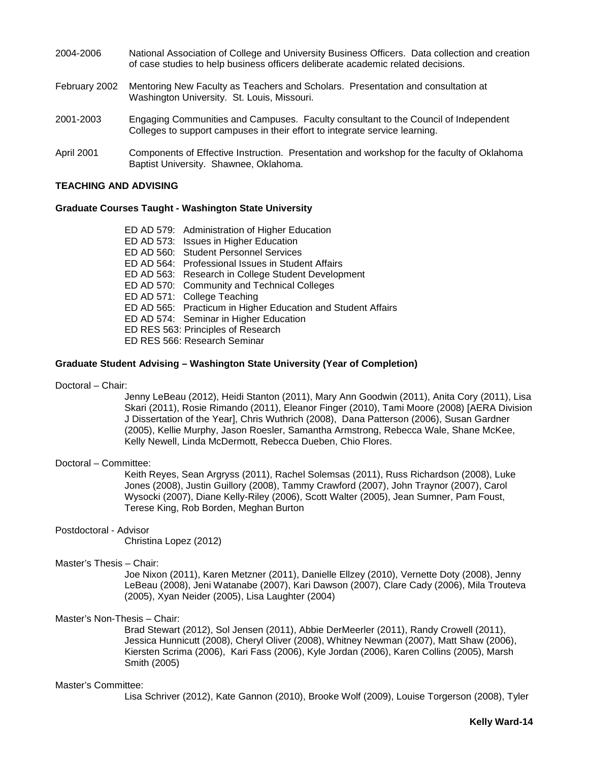2004-2006 National Association of College and University Business Officers. Data collection and creation of case studies to help business officers deliberate academic related decisions.

February 2002 Mentoring New Faculty as Teachers and Scholars. Presentation and consultation at Washington University. St. Louis, Missouri.

2001-2003 Engaging Communities and Campuses. Faculty consultant to the Council of Independent Colleges to support campuses in their effort to integrate service learning.

April 2001 Components of Effective Instruction. Presentation and workshop for the faculty of Oklahoma Baptist University. Shawnee, Oklahoma.

**TEACHING AND ADVISING**

**Graduate Courses Taught - Washington State University**

ED AD 579: Administration of Higher Education
ED AD 573: Issues in Higher Education
ED AD 560: Student Personnel Services
ED AD 564: Professional Issues in Student Affairs
ED AD 563: Research in College Student Development
ED AD 570: Community and Technical Colleges
ED AD 571: College Teaching
ED AD 565: Practicum in Higher Education and Student Affairs
ED AD 574: Seminar in Higher Education
ED RES 563: Principles of Research
ED RES 566: Research Seminar

**Graduate Student Advising – Washington State University (Year of Completion)**

Doctoral – Chair:

Jenny LeBeau (2012), Heidi Stanton (2011), Mary Ann Goodwin (2011), Anita Cory (2011), Lisa Skari (2011), Rosie Rimando (2011), Eleanor Finger (2010), Tami Moore (2008) [AERA Division J Dissertation of the Year], Chris Wuthrich (2008), Dana Patterson (2006), Susan Gardner (2005), Kellie Murphy, Jason Roesler, Samantha Armstrong, Rebecca Wale, Shane McKee, Kelly Newell, Linda McDermott, Rebecca Dueben, Chio Flores.

Doctoral – Committee:

Keith Reyes, Sean Argryss (2011), Rachel Solemsas (2011), Russ Richardson (2008), Luke Jones (2008), Justin Guillory (2008), Tammy Crawford (2007), John Traynor (2007), Carol Wysocki (2007), Diane Kelly-Riley (2006), Scott Walter (2005), Jean Sumner, Pam Foust, Terese King, Rob Borden, Meghan Burton

Postdoctoral - Advisor

Christina Lopez (2012)

Master's Thesis – Chair:

Joe Nixon (2011), Karen Metzner (2011), Danielle Ellzey (2010), Vernette Doty (2008), Jenny LeBeau (2008), Jeni Watanabe (2007), Kari Dawson (2007), Clare Cady (2006), Mila Trouteva (2005), Xyan Neider (2005), Lisa Laughter (2004)

Master's Non-Thesis – Chair:

Brad Stewart (2012), Sol Jensen (2011), Abbie DerMeerler (2011), Randy Crowell (2011), Jessica Hunnicutt (2008), Cheryl Oliver (2008), Whitney Newman (2007), Matt Shaw (2006), Kiersten Scrima (2006), Kari Fass (2006), Kyle Jordan (2006), Karen Collins (2005), Marsh Smith (2005)

Master's Committee:

Lisa Schriver (2012), Kate Gannon (2010), Brooke Wolf (2009), Louise Torgerson (2008), Tyler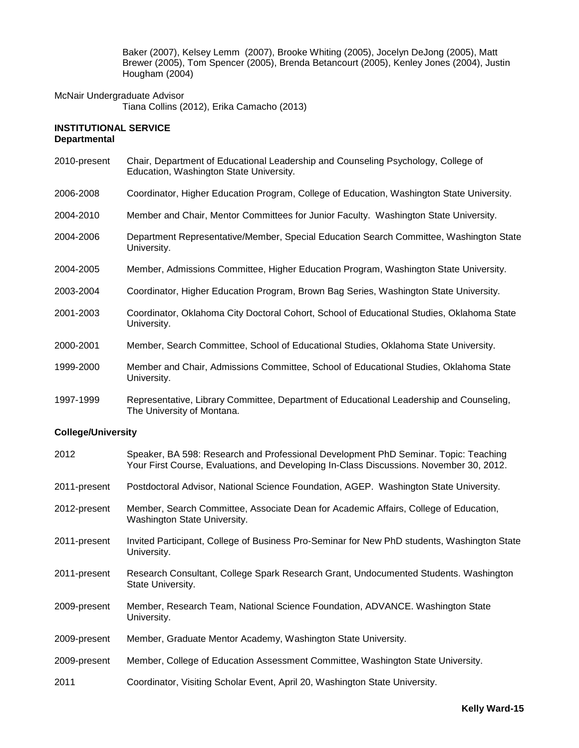Baker (2007), Kelsey Lemm (2007), Brooke Whiting (2005), Jocelyn DeJong (2005), Matt Brewer (2005), Tom Spencer (2005), Brenda Betancourt (2005), Kenley Jones (2004), Justin Hougham (2004)

McNair Undergraduate Advisor

Tiana Collins (2012), Erika Camacho (2013)

**INSTITUTIONAL SERVICE**

**Departmental**

2010-present Chair, Department of Educational Leadership and Counseling Psychology, College of Education, Washington State University.

2006-2008 Coordinator, Higher Education Program, College of Education, Washington State University.

2004-2010 Member and Chair, Mentor Committees for Junior Faculty. Washington State University.

2004-2006 Department Representative/Member, Special Education Search Committee, Washington State University.

2004-2005 Member, Admissions Committee, Higher Education Program, Washington State University.

2003-2004 Coordinator, Higher Education Program, Brown Bag Series, Washington State University.

2001-2003 Coordinator, Oklahoma City Doctoral Cohort, School of Educational Studies, Oklahoma State University.

2000-2001 Member, Search Committee, School of Educational Studies, Oklahoma State University.

1999-2000 Member and Chair, Admissions Committee, School of Educational Studies, Oklahoma State University.

1997-1999 Representative, Library Committee, Department of Educational Leadership and Counseling, The University of Montana.

**College/University**

2012 Speaker, BA 598: Research and Professional Development PhD Seminar. Topic: Teaching Your First Course, Evaluations, and Developing In-Class Discussions. November 30, 2012.

2011-present Postdoctoral Advisor, National Science Foundation, AGEP. Washington State University.

2012-present Member, Search Committee, Associate Dean for Academic Affairs, College of Education, Washington State University.

2011-present Invited Participant, College of Business Pro-Seminar for New PhD students, Washington State University.

2011-present Research Consultant, College Spark Research Grant, Undocumented Students. Washington State University.

2009-present Member, Research Team, National Science Foundation, ADVANCE. Washington State University.

2009-present Member, Graduate Mentor Academy, Washington State University.

2009-present Member, College of Education Assessment Committee, Washington State University.

2011 Coordinator, Visiting Scholar Event, April 20, Washington State University.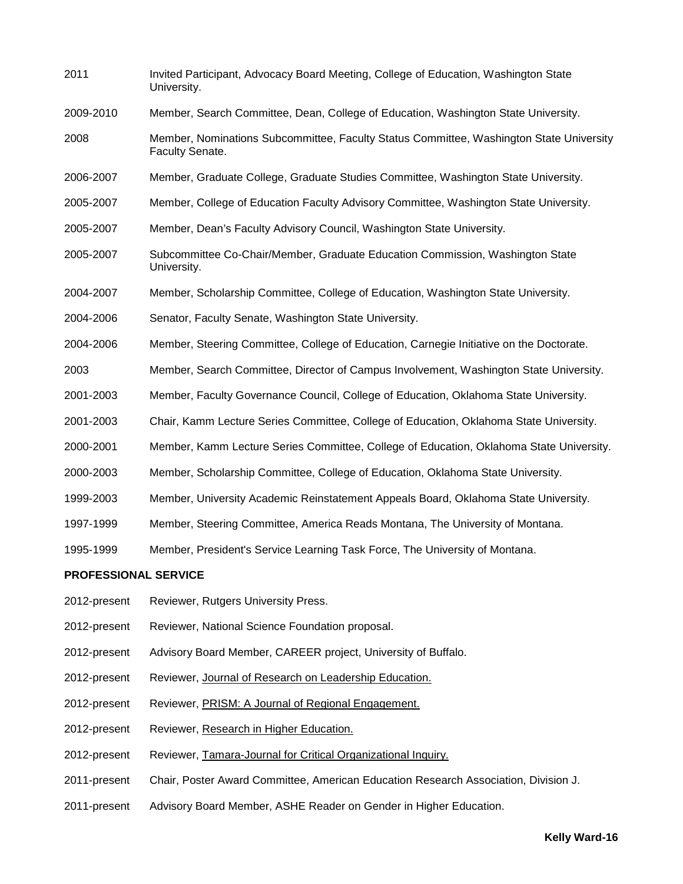2011 Invited Participant, Advocacy Board Meeting, College of Education, Washington State University.

2009-2010 Member, Search Committee, Dean, College of Education, Washington State University.

2008 Member, Nominations Subcommittee, Faculty Status Committee, Washington State University Faculty Senate.

2006-2007 Member, Graduate College, Graduate Studies Committee, Washington State University.

2005-2007 Member, College of Education Faculty Advisory Committee, Washington State University.

2005-2007 Member, Dean's Faculty Advisory Council, Washington State University.

2005-2007 Subcommittee Co-Chair/Member, Graduate Education Commission, Washington State University.

2004-2007 Member, Scholarship Committee, College of Education, Washington State University.

2004-2006 Senator, Faculty Senate, Washington State University.

2004-2006 Member, Steering Committee, College of Education, Carnegie Initiative on the Doctorate.

2003 Member, Search Committee, Director of Campus Involvement, Washington State University.

2001-2003 Member, Faculty Governance Council, College of Education, Oklahoma State University.

2001-2003 Chair, Kamm Lecture Series Committee, College of Education, Oklahoma State University.

2000-2001 Member, Kamm Lecture Series Committee, College of Education, Oklahoma State University.

2000-2003 Member, Scholarship Committee, College of Education, Oklahoma State University.

1999-2003 Member, University Academic Reinstatement Appeals Board, Oklahoma State University.

1997-1999 Member, Steering Committee, America Reads Montana, The University of Montana.

1995-1999 Member, President's Service Learning Task Force, The University of Montana.

**PROFESSIONAL SERVICE**

2012-present Reviewer, Rutgers University Press.

2012-present Reviewer, National Science Foundation proposal.

2012-present Advisory Board Member, CAREER project, University of Buffalo.

2012-present Reviewer, <u>Journal of Research on Leadership Education.</u>

2012-present Reviewer, <u>PRISM: A Journal of Regional Engagement.</u>

2012-present Reviewer, <u>Research in Higher Education.</u>

2012-present Reviewer, <u>Tamara-Journal for Critical Organizational Inquiry.</u>

2011-present Chair, Poster Award Committee, American Education Research Association, Division J.

2011-present Advisory Board Member, ASHE Reader on Gender in Higher Education.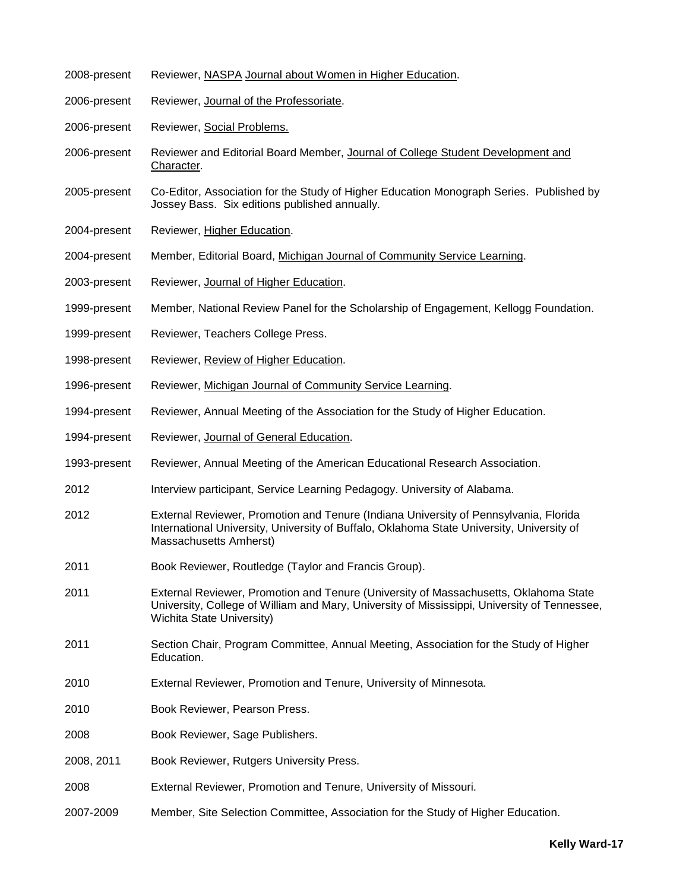| | |
|---|---|
| 2008-present | Reviewer, NASPA Journal about Women in Higher Education. |
| 2006-present | Reviewer, Journal of the Professoriate. |
| 2006-present | Reviewer, Social Problems. |
| 2006-present | Reviewer and Editorial Board Member, Journal of College Student Development and Character. |
| 2005-present | Co-Editor, Association for the Study of Higher Education Monograph Series. Published by Jossey Bass. Six editions published annually. |
| 2004-present | Reviewer, Higher Education. |
| 2004-present | Member, Editorial Board, Michigan Journal of Community Service Learning. |
| 2003-present | Reviewer, Journal of Higher Education. |
| 1999-present | Member, National Review Panel for the Scholarship of Engagement, Kellogg Foundation. |
| 1999-present | Reviewer, Teachers College Press. |
| 1998-present | Reviewer, Review of Higher Education. |
| 1996-present | Reviewer, Michigan Journal of Community Service Learning. |
| 1994-present | Reviewer, Annual Meeting of the Association for the Study of Higher Education. |
| 1994-present | Reviewer, Journal of General Education. |
| 1993-present | Reviewer, Annual Meeting of the American Educational Research Association. |
| 2012 | Interview participant, Service Learning Pedagogy. University of Alabama. |
| 2012 | External Reviewer, Promotion and Tenure (Indiana University of Pennsylvania, Florida International University, University of Buffalo, Oklahoma State University, University of Massachusetts Amherst) |
| 2011 | Book Reviewer, Routledge (Taylor and Francis Group). |
| 2011 | External Reviewer, Promotion and Tenure (University of Massachusetts, Oklahoma State University, College of William and Mary, University of Mississippi, University of Tennessee, Wichita State University) |
| 2011 | Section Chair, Program Committee, Annual Meeting, Association for the Study of Higher Education. |
| 2010 | External Reviewer, Promotion and Tenure, University of Minnesota. |
| 2010 | Book Reviewer, Pearson Press. |
| 2008 | Book Reviewer, Sage Publishers. |
| 2008, 2011 | Book Reviewer, Rutgers University Press. |
| 2008 | External Reviewer, Promotion and Tenure, University of Missouri. |
| 2007-2009 | Member, Site Selection Committee, Association for the Study of Higher Education. |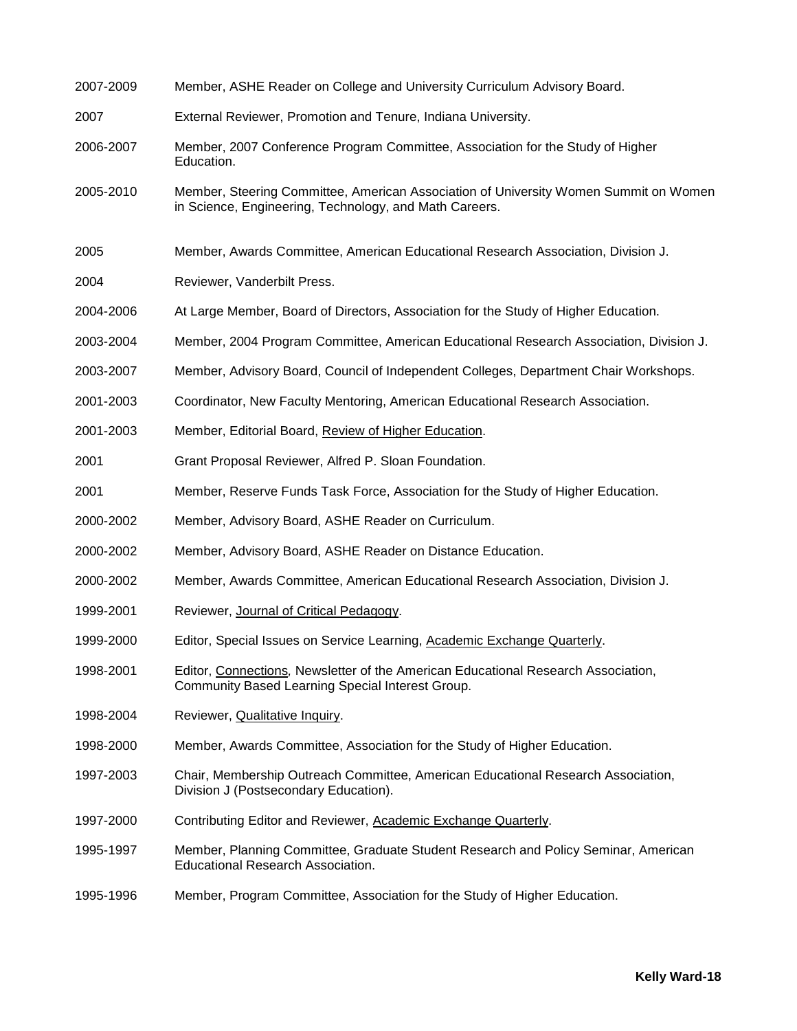2007-2009 Member, ASHE Reader on College and University Curriculum Advisory Board.

2007 External Reviewer, Promotion and Tenure, Indiana University.

2006-2007 Member, 2007 Conference Program Committee, Association for the Study of Higher Education.

2005-2010 Member, Steering Committee, American Association of University Women Summit on Women in Science, Engineering, Technology, and Math Careers.

2005 Member, Awards Committee, American Educational Research Association, Division J.

2004 Reviewer, Vanderbilt Press.

2004-2006 At Large Member, Board of Directors, Association for the Study of Higher Education.

2003-2004 Member, 2004 Program Committee, American Educational Research Association, Division J.

2003-2007 Member, Advisory Board, Council of Independent Colleges, Department Chair Workshops.

2001-2003 Coordinator, New Faculty Mentoring, American Educational Research Association.

2001-2003 Member, Editorial Board, Review of Higher Education.

2001 Grant Proposal Reviewer, Alfred P. Sloan Foundation.

2001 Member, Reserve Funds Task Force, Association for the Study of Higher Education.

2000-2002 Member, Advisory Board, ASHE Reader on Curriculum.

2000-2002 Member, Advisory Board, ASHE Reader on Distance Education.

2000-2002 Member, Awards Committee, American Educational Research Association, Division J.

1999-2001 Reviewer, Journal of Critical Pedagogy.

1999-2000 Editor, Special Issues on Service Learning, Academic Exchange Quarterly.

1998-2001 Editor, Connections, Newsletter of the American Educational Research Association, Community Based Learning Special Interest Group.

1998-2004 Reviewer, Qualitative Inquiry.

1998-2000 Member, Awards Committee, Association for the Study of Higher Education.

1997-2003 Chair, Membership Outreach Committee, American Educational Research Association, Division J (Postsecondary Education).

1997-2000 Contributing Editor and Reviewer, Academic Exchange Quarterly.

1995-1997 Member, Planning Committee, Graduate Student Research and Policy Seminar, American Educational Research Association.

1995-1996 Member, Program Committee, Association for the Study of Higher Education.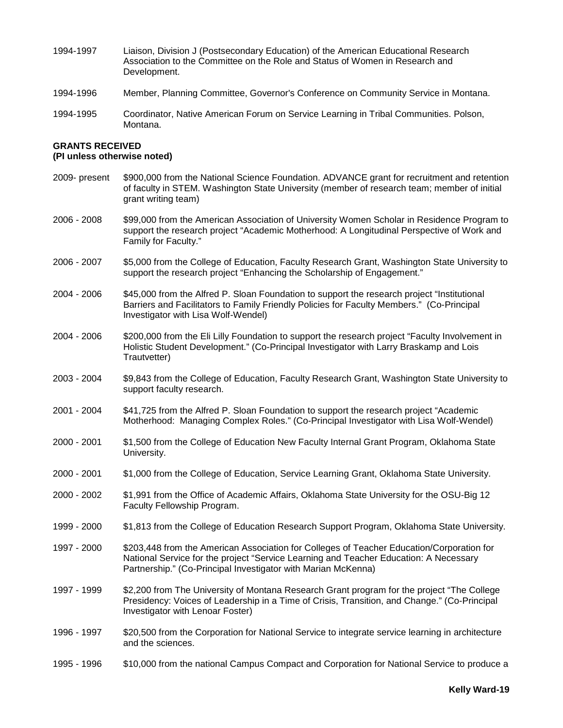1994-1997 Liaison, Division J (Postsecondary Education) of the American Educational Research Association to the Committee on the Role and Status of Women in Research and Development.

1994-1996 Member, Planning Committee, Governor's Conference on Community Service in Montana.

1994-1995 Coordinator, Native American Forum on Service Learning in Tribal Communities. Polson, Montana.

**GRANTS RECEIVED**
**(PI unless otherwise noted)**

2009- present $900,000 from the National Science Foundation. ADVANCE grant for recruitment and retention of faculty in STEM. Washington State University (member of research team; member of initial grant writing team)

2006 - 2008 $99,000 from the American Association of University Women Scholar in Residence Program to support the research project "Academic Motherhood: A Longitudinal Perspective of Work and Family for Faculty."

2006 - 2007 $5,000 from the College of Education, Faculty Research Grant, Washington State University to support the research project "Enhancing the Scholarship of Engagement."

2004 - 2006 $45,000 from the Alfred P. Sloan Foundation to support the research project "Institutional Barriers and Facilitators to Family Friendly Policies for Faculty Members." (Co-Principal Investigator with Lisa Wolf-Wendel)

2004 - 2006 $200,000 from the Eli Lilly Foundation to support the research project "Faculty Involvement in Holistic Student Development." (Co-Principal Investigator with Larry Braskamp and Lois Trautvetter)

2003 - 2004 $9,843 from the College of Education, Faculty Research Grant, Washington State University to support faculty research.

2001 - 2004 $41,725 from the Alfred P. Sloan Foundation to support the research project "Academic Motherhood: Managing Complex Roles." (Co-Principal Investigator with Lisa Wolf-Wendel)

2000 - 2001 $1,500 from the College of Education New Faculty Internal Grant Program, Oklahoma State University.

2000 - 2001 $1,000 from the College of Education, Service Learning Grant, Oklahoma State University.

2000 - 2002 $1,991 from the Office of Academic Affairs, Oklahoma State University for the OSU-Big 12 Faculty Fellowship Program.

1999 - 2000 $1,813 from the College of Education Research Support Program, Oklahoma State University.

1997 - 2000 $203,448 from the American Association for Colleges of Teacher Education/Corporation for National Service for the project "Service Learning and Teacher Education: A Necessary Partnership." (Co-Principal Investigator with Marian McKenna)

1997 - 1999 $2,200 from The University of Montana Research Grant program for the project "The College Presidency: Voices of Leadership in a Time of Crisis, Transition, and Change." (Co-Principal Investigator with Lenoar Foster)

1996 - 1997 $20,500 from the Corporation for National Service to integrate service learning in architecture and the sciences.

1995 - 1996 $10,000 from the national Campus Compact and Corporation for National Service to produce a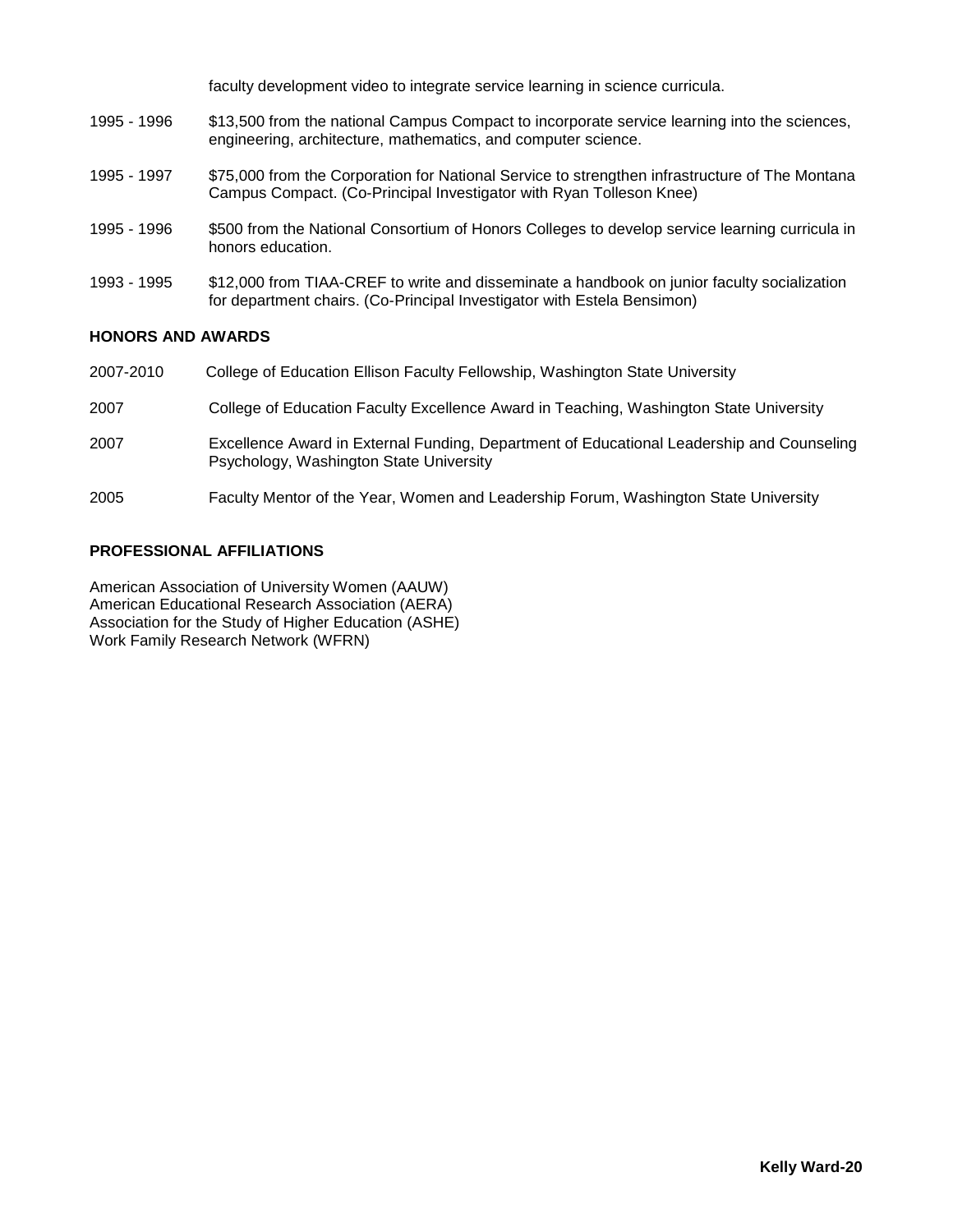faculty development video to integrate service learning in science curricula.

1995 - 1996 $13,500 from the national Campus Compact to incorporate service learning into the sciences, engineering, architecture, mathematics, and computer science.

1995 - 1997 $75,000 from the Corporation for National Service to strengthen infrastructure of The Montana Campus Compact. (Co-Principal Investigator with Ryan Tolleson Knee)

1995 - 1996 $500 from the National Consortium of Honors Colleges to develop service learning curricula in honors education.

1993 - 1995 $12,000 from TIAA-CREF to write and disseminate a handbook on junior faculty socialization for department chairs. (Co-Principal Investigator with Estela Bensimon)

**HONORS AND AWARDS**

2007-2010 College of Education Ellison Faculty Fellowship, Washington State University

2007 College of Education Faculty Excellence Award in Teaching, Washington State University

2007 Excellence Award in External Funding, Department of Educational Leadership and Counseling Psychology, Washington State University

2005 Faculty Mentor of the Year, Women and Leadership Forum, Washington State University

**PROFESSIONAL AFFILIATIONS**

American Association of University Women (AAUW)
American Educational Research Association (AERA)
Association for the Study of Higher Education (ASHE)
Work Family Research Network (WFRN)